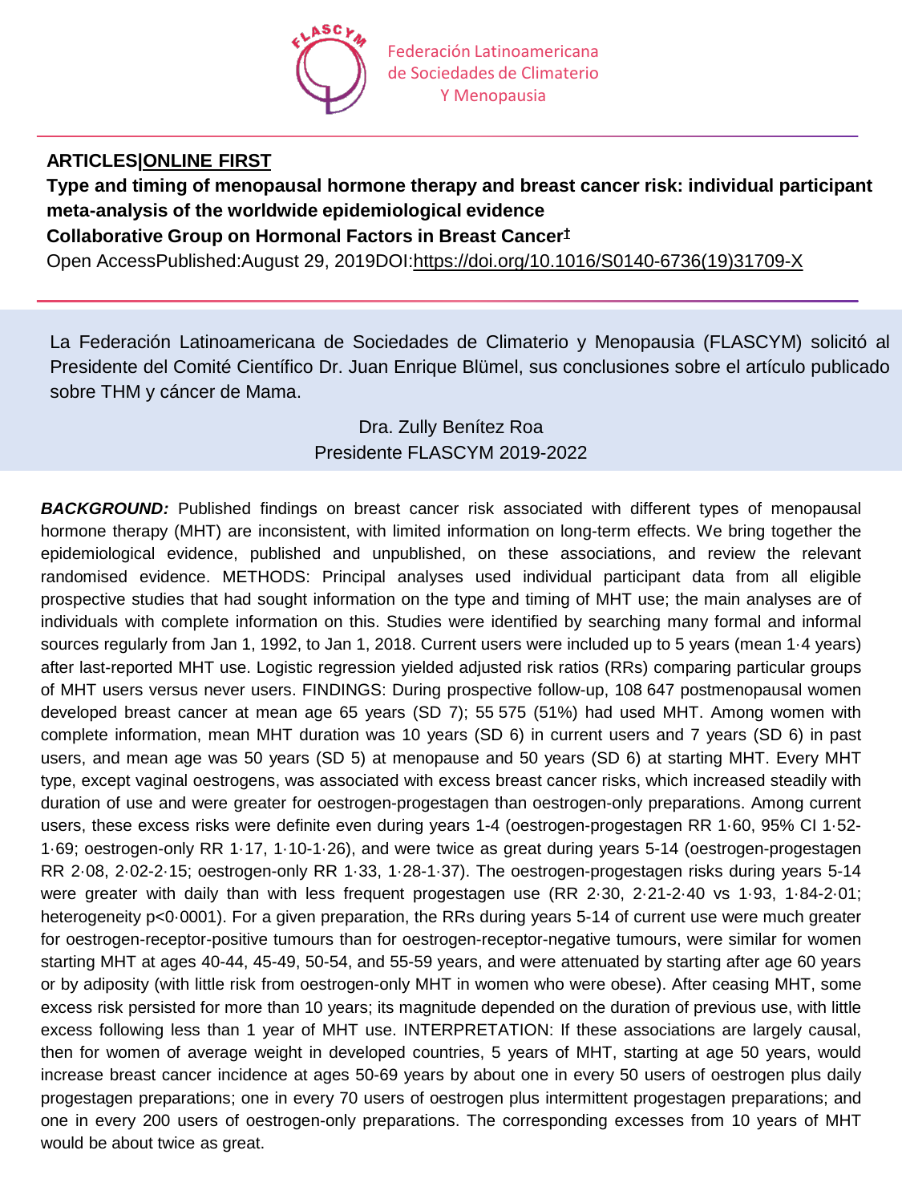Federación Latinoamericana de Sociedades de Climaterio Y Menopausia

**ARTICLES|ONLINE FIRST**

# Type and timing of menopausal hormone therapy and breast cancer risk: individual participant meta-analysis of the worldwide epidemiological evidence

**Collaborative Group on Hormonal Factors in Breast Cancer‡**

Open AccessPublished:August 29, 2019DOI:https://doi.org/10.1016/S0140-6736(19)31709-X

La Federación Latinoamericana de Sociedades de Climaterio y Menopausia (FLASCYM) solicitó al Presidente del Comité Científico Dr. Juan Enrique Blümel, sus conclusiones sobre el artículo publicado sobre THM y cáncer de Mama.

Dra. Zully Benítez Roa
Presidente FLASCYM 2019-2022

***BACKGROUND:*** Published findings on breast cancer risk associated with different types of menopausal hormone therapy (MHT) are inconsistent, with limited information on long-term effects. We bring together the epidemiological evidence, published and unpublished, on these associations, and review the relevant randomised evidence. METHODS: Principal analyses used individual participant data from all eligible prospective studies that had sought information on the type and timing of MHT use; the main analyses are of individuals with complete information on this. Studies were identified by searching many formal and informal sources regularly from Jan 1, 1992, to Jan 1, 2018. Current users were included up to 5 years (mean 1·4 years) after last-reported MHT use. Logistic regression yielded adjusted risk ratios (RRs) comparing particular groups of MHT users versus never users. FINDINGS: During prospective follow-up, 108 647 postmenopausal women developed breast cancer at mean age 65 years (SD 7); 55 575 (51%) had used MHT. Among women with complete information, mean MHT duration was 10 years (SD 6) in current users and 7 years (SD 6) in past users, and mean age was 50 years (SD 5) at menopause and 50 years (SD 6) at starting MHT. Every MHT type, except vaginal oestrogens, was associated with excess breast cancer risks, which increased steadily with duration of use and were greater for oestrogen-progestagen than oestrogen-only preparations. Among current users, these excess risks were definite even during years 1-4 (oestrogen-progestagen RR 1·60, 95% CI 1·52-1·69; oestrogen-only RR 1·17, 1·10-1·26), and were twice as great during years 5-14 (oestrogen-progestagen RR 2·08, 2·02-2·15; oestrogen-only RR 1·33, 1·28-1·37). The oestrogen-progestagen risks during years 5-14 were greater with daily than with less frequent progestagen use (RR 2·30, 2·21-2·40 vs 1·93, 1·84-2·01; heterogeneity p<0·0001). For a given preparation, the RRs during years 5-14 of current use were much greater for oestrogen-receptor-positive tumours than for oestrogen-receptor-negative tumours, were similar for women starting MHT at ages 40-44, 45-49, 50-54, and 55-59 years, and were attenuated by starting after age 60 years or by adiposity (with little risk from oestrogen-only MHT in women who were obese). After ceasing MHT, some excess risk persisted for more than 10 years; its magnitude depended on the duration of previous use, with little excess following less than 1 year of MHT use. INTERPRETATION: If these associations are largely causal, then for women of average weight in developed countries, 5 years of MHT, starting at age 50 years, would increase breast cancer incidence at ages 50-69 years by about one in every 50 users of oestrogen plus daily progestagen preparations; one in every 70 users of oestrogen plus intermittent progestagen preparations; and one in every 200 users of oestrogen-only preparations. The corresponding excesses from 10 years of MHT would be about twice as great.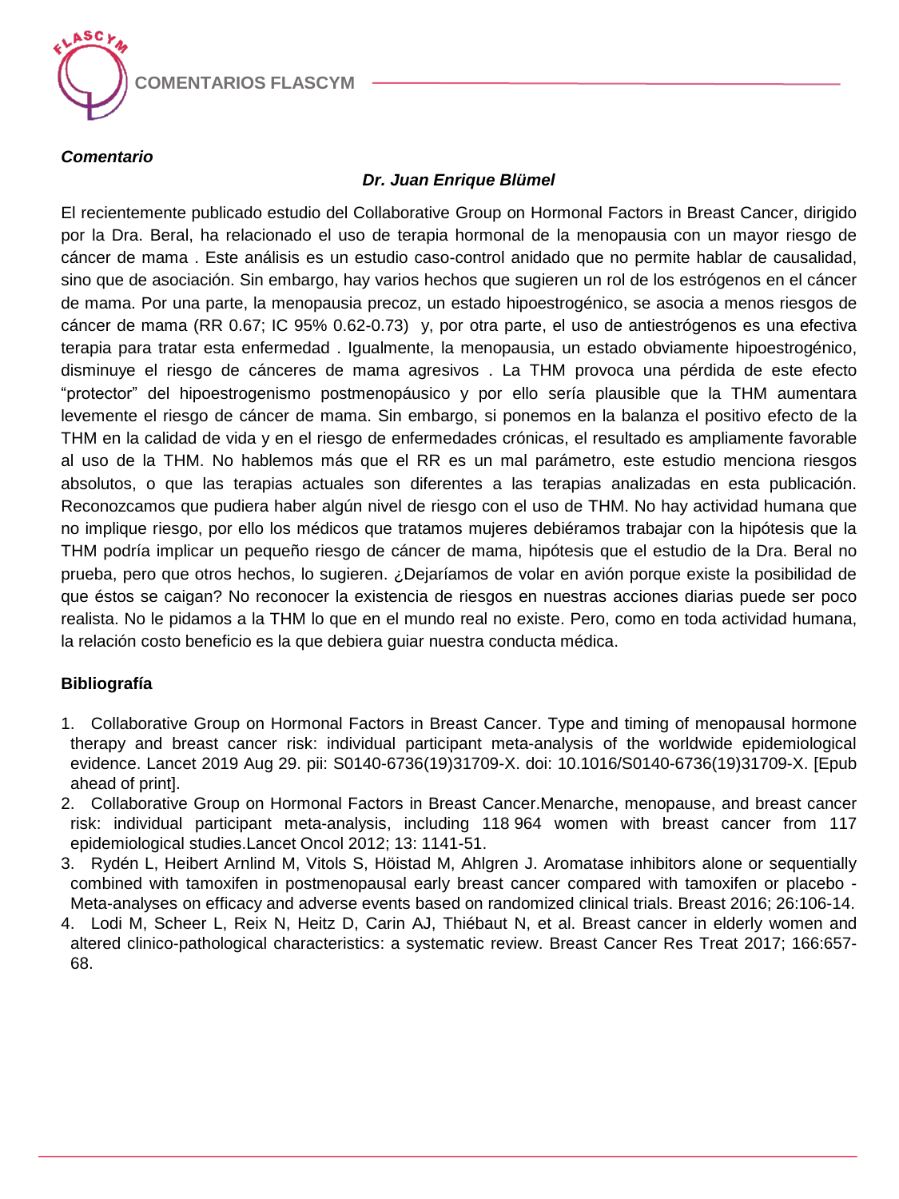**_Comentario_**

***Dr. Juan Enrique Blümel***

El recientemente publicado estudio del Collaborative Group on Hormonal Factors in Breast Cancer, dirigido por la Dra. Beral, ha relacionado el uso de terapia hormonal de la menopausia con un mayor riesgo de cáncer de mama . Este análisis es un estudio caso-control anidado que no permite hablar de causalidad, sino que de asociación. Sin embargo, hay varios hechos que sugieren un rol de los estrógenos en el cáncer de mama. Por una parte, la menopausia precoz, un estado hipoestrogénico, se asocia a menos riesgos de cáncer de mama (RR 0.67; IC 95% 0.62-0.73) y, por otra parte, el uso de antiestrógenos es una efectiva terapia para tratar esta enfermedad . Igualmente, la menopausia, un estado obviamente hipoestrogénico, disminuye el riesgo de cánceres de mama agresivos . La THM provoca una pérdida de este efecto "protector" del hipoestrogenismo postmenopáusico y por ello sería plausible que la THM aumentara levemente el riesgo de cáncer de mama. Sin embargo, si ponemos en la balanza el positivo efecto de la THM en la calidad de vida y en el riesgo de enfermedades crónicas, el resultado es ampliamente favorable al uso de la THM. No hablemos más que el RR es un mal parámetro, este estudio menciona riesgos absolutos, o que las terapias actuales son diferentes a las terapias analizadas en esta publicación. Reconozcamos que pudiera haber algún nivel de riesgo con el uso de THM. No hay actividad humana que no implique riesgo, por ello los médicos que tratamos mujeres debiéramos trabajar con la hipótesis que la THM podría implicar un pequeño riesgo de cáncer de mama, hipótesis que el estudio de la Dra. Beral no prueba, pero que otros hechos, lo sugieren. ¿Dejaríamos de volar en avión porque existe la posibilidad de que éstos se caigan? No reconocer la existencia de riesgos en nuestras acciones diarias puede ser poco realista. No le pidamos a la THM lo que en el mundo real no existe. Pero, como en toda actividad humana, la relación costo beneficio es la que debiera guiar nuestra conducta médica.

**Bibliografía**

1. Collaborative Group on Hormonal Factors in Breast Cancer. Type and timing of menopausal hormone therapy and breast cancer risk: individual participant meta-analysis of the worldwide epidemiological evidence. Lancet 2019 Aug 29. pii: S0140-6736(19)31709-X. doi: 10.1016/S0140-6736(19)31709-X. [Epub ahead of print].
2. Collaborative Group on Hormonal Factors in Breast Cancer.Menarche, menopause, and breast cancer risk: individual participant meta-analysis, including 118 964 women with breast cancer from 117 epidemiological studies.Lancet Oncol 2012; 13: 1141-51.
3. Rydén L, Heibert Arnlind M, Vitols S, Höistad M, Ahlgren J. Aromatase inhibitors alone or sequentially combined with tamoxifen in postmenopausal early breast cancer compared with tamoxifen or placebo - Meta-analyses on efficacy and adverse events based on randomized clinical trials. Breast 2016; 26:106-14.
4. Lodi M, Scheer L, Reix N, Heitz D, Carin AJ, Thiébaut N, et al. Breast cancer in elderly women and altered clinico-pathological characteristics: a systematic review. Breast Cancer Res Treat 2017; 166:657-68.